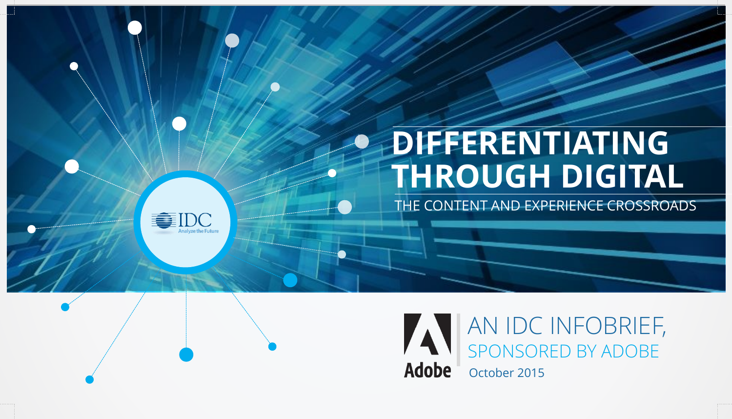# DIFFERENTIATING THROUGH DIGITAL

## THE CONTENT AND EXPERIENCE CROSSROADS

AN IDC INFOBRIEF,

SPONSORED BY ADOBE

October 2015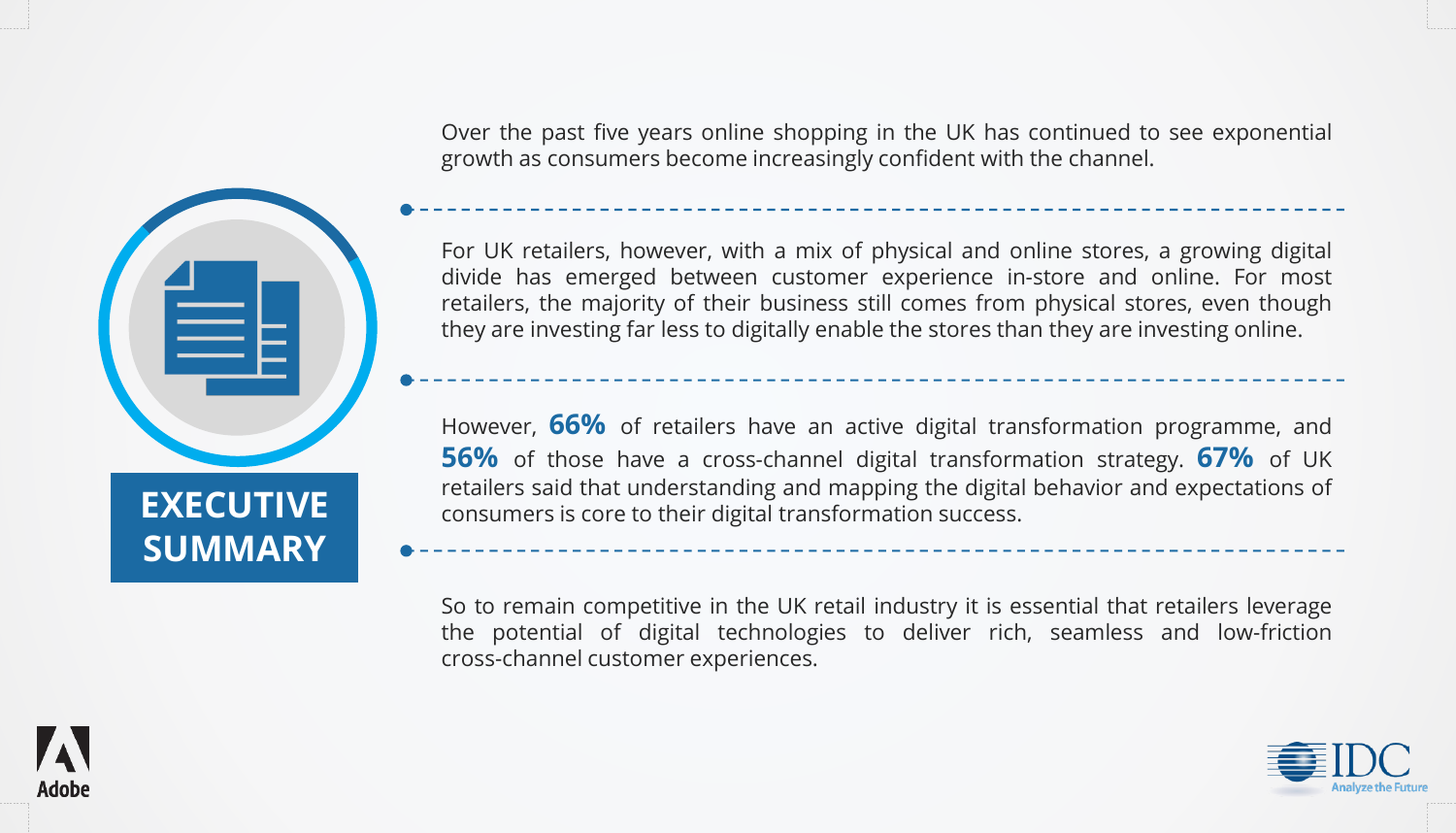# EXECUTIVE SUMMARY

Over the past five years online shopping in the UK has continued to see exponential growth as consumers become increasingly confident with the channel.

For UK retailers, however, with a mix of physical and online stores, a growing digital divide has emerged between customer experience in-store and online. For most retailers, the majority of their business still comes from physical stores, even though they are investing far less to digitally enable the stores than they are investing online.

However, **66%** of retailers have an active digital transformation programme, and **56%** of those have a cross-channel digital transformation strategy. **67%** of UK retailers said that understanding and mapping the digital behavior and expectations of consumers is core to their digital transformation success.

So to remain competitive in the UK retail industry it is essential that retailers leverage the potential of digital technologies to deliver rich, seamless and low-friction cross-channel customer experiences.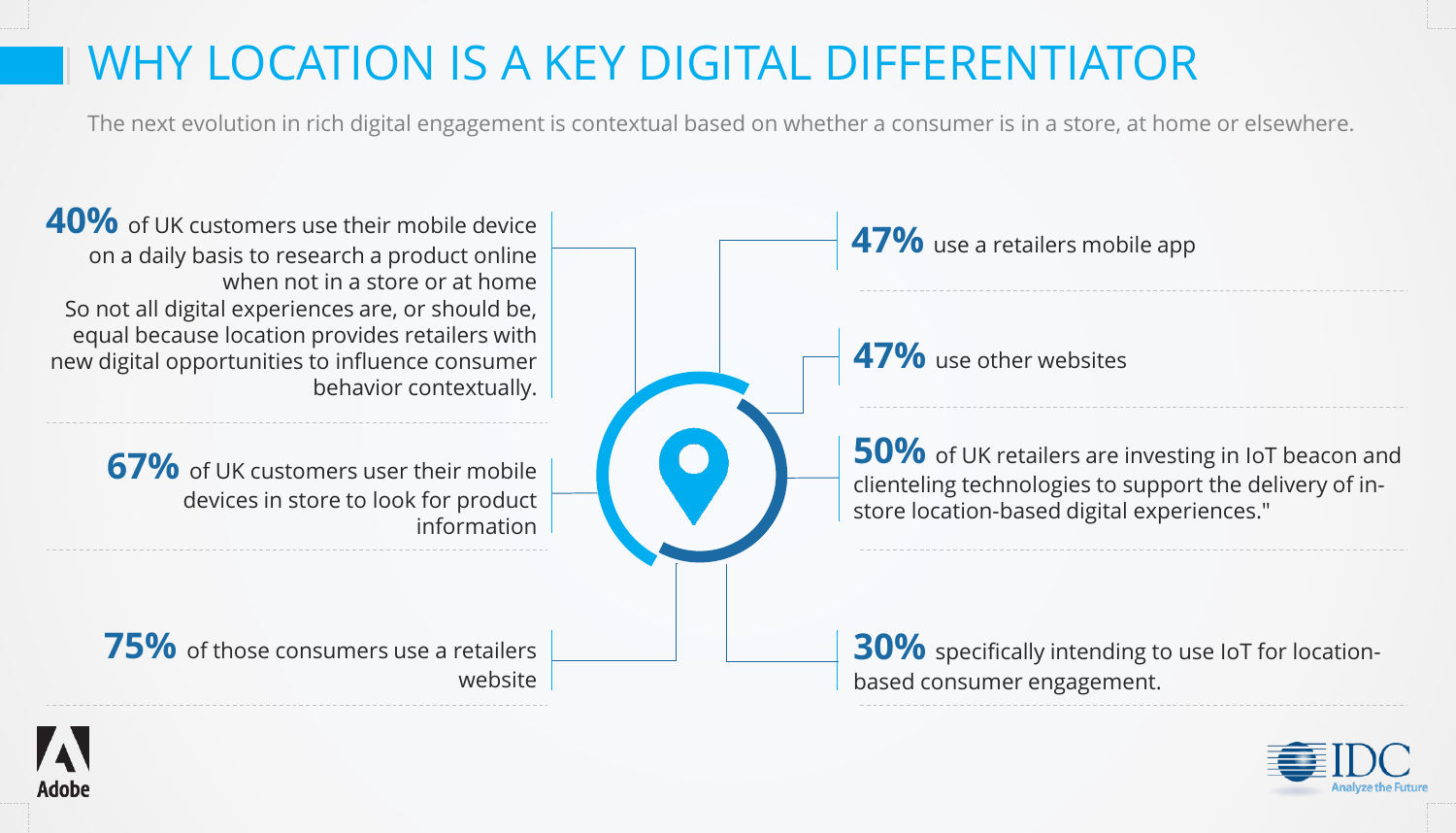# WHY LOCATION IS A KEY DIGITAL DIFFERENTIATOR

The next evolution in rich digital engagement is contextual based on whether a consumer is in a store, at home or elsewhere.

**40%** of UK customers use their mobile device on a daily basis to research a product online when not in a store or at home
So not all digital experiences are, or should be, equal because location provides retailers with new digital opportunities to influence consumer behavior contextually.

**67%** of UK customers user their mobile devices in store to look for product information

**75%** of those consumers use a retailers website

**47%** use a retailers mobile app

**47%** use other websites

**50%** of UK retailers are investing in IoT beacon and clienteling technologies to support the delivery of in-store location-based digital experiences."

**30%** specifically intending to use IoT for location-based consumer engagement.

Adobe

IDC
Analyze the Future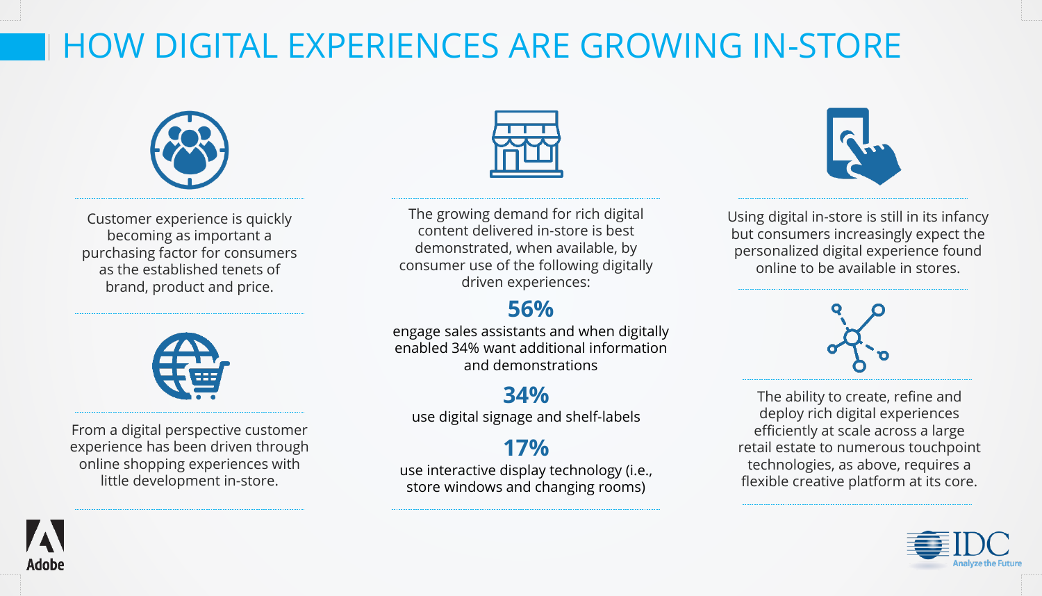# HOW DIGITAL EXPERIENCES ARE GROWING IN-STORE

Customer experience is quickly becoming as important a purchasing factor for consumers as the established tenets of brand, product and price.

From a digital perspective customer experience has been driven through online shopping experiences with little development in-store.

The growing demand for rich digital content delivered in-store is best demonstrated, when available, by consumer use of the following digitally driven experiences:

**56%**
engage sales assistants and when digitally enabled 34% want additional information and demonstrations

**34%**
use digital signage and shelf-labels

**17%**
use interactive display technology (i.e., store windows and changing rooms)

Using digital in-store is still in its infancy but consumers increasingly expect the personalized digital experience found online to be available in stores.

The ability to create, refine and deploy rich digital experiences efficiently at scale across a large retail estate to numerous touchpoint technologies, as above, requires a flexible creative platform at its core.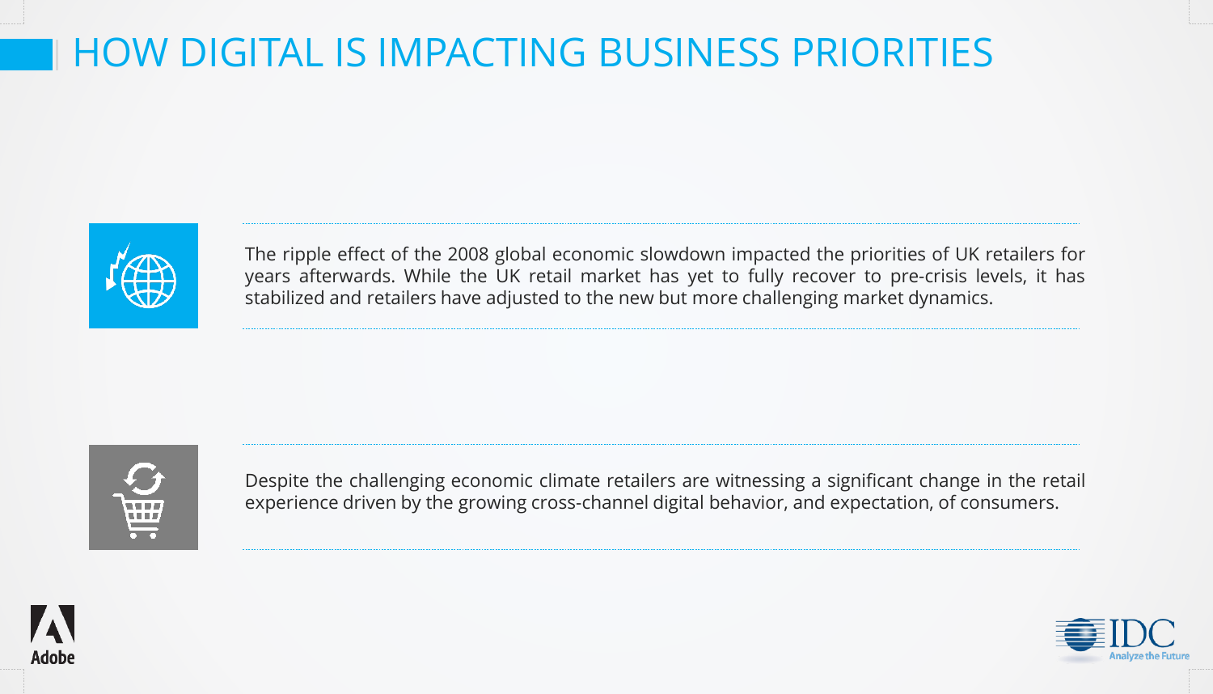# HOW DIGITAL IS IMPACTING BUSINESS PRIORITIES

The ripple effect of the 2008 global economic slowdown impacted the priorities of UK retailers for years afterwards. While the UK retail market has yet to fully recover to pre-crisis levels, it has stabilized and retailers have adjusted to the new but more challenging market dynamics.

Despite the challenging economic climate retailers are witnessing a significant change in the retail experience driven by the growing cross-channel digital behavior, and expectation, of consumers.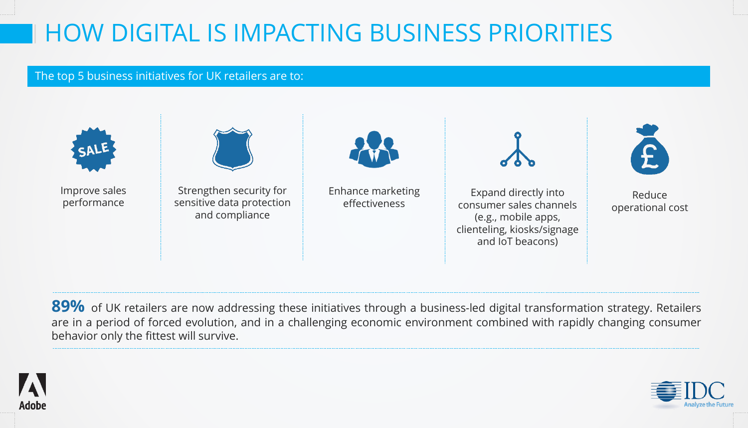# HOW DIGITAL IS IMPACTING BUSINESS PRIORITIES

The top 5 business initiatives for UK retailers are to:

- Improve sales performance
- Strengthen security for sensitive data protection and compliance
- Enhance marketing effectiveness
- Expand directly into consumer sales channels (e.g., mobile apps, clienteling, kiosks/signage and IoT beacons)
- Reduce operational cost

**89%** of UK retailers are now addressing these initiatives through a business-led digital transformation strategy. Retailers are in a period of forced evolution, and in a challenging economic environment combined with rapidly changing consumer behavior only the fittest will survive.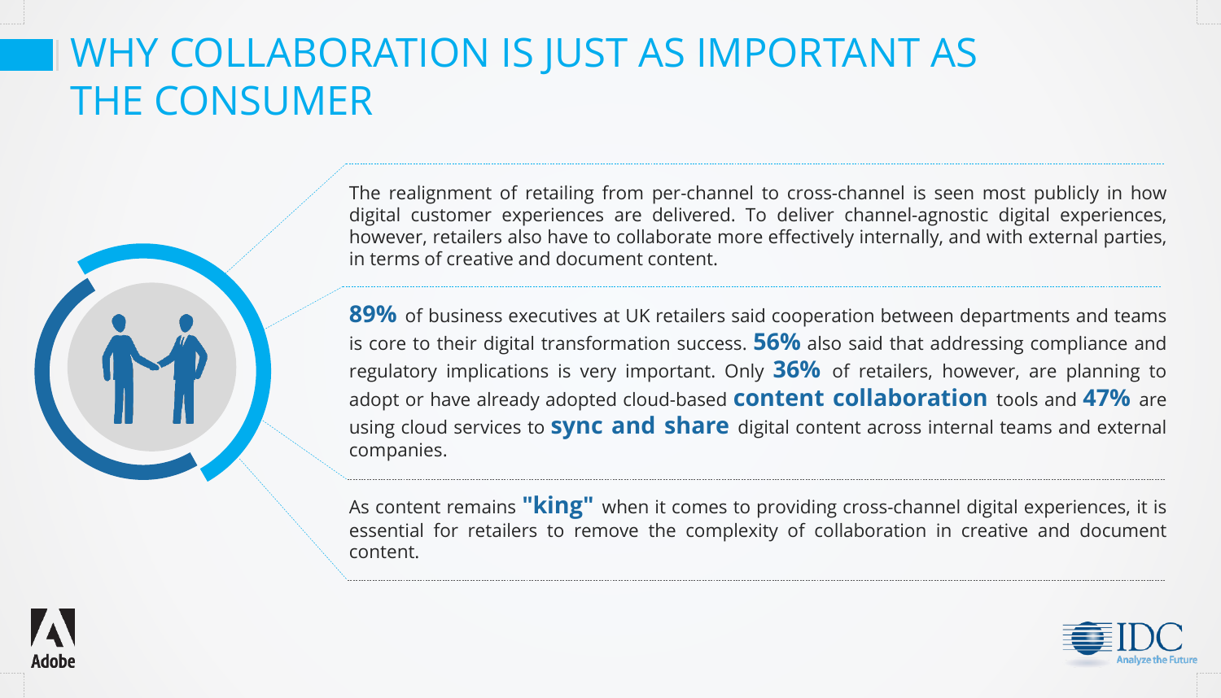# WHY COLLABORATION IS JUST AS IMPORTANT AS THE CONSUMER

The realignment of retailing from per-channel to cross-channel is seen most publicly in how digital customer experiences are delivered. To deliver channel-agnostic digital experiences, however, retailers also have to collaborate more effectively internally, and with external parties, in terms of creative and document content.

**89%** of business executives at UK retailers said cooperation between departments and teams is core to their digital transformation success. **56%** also said that addressing compliance and regulatory implications is very important. Only **36%** of retailers, however, are planning to adopt or have already adopted cloud-based **content collaboration** tools and **47%** are using cloud services to **sync and share** digital content across internal teams and external companies.

As content remains **"king"** when it comes to providing cross-channel digital experiences, it is essential for retailers to remove the complexity of collaboration in creative and document content.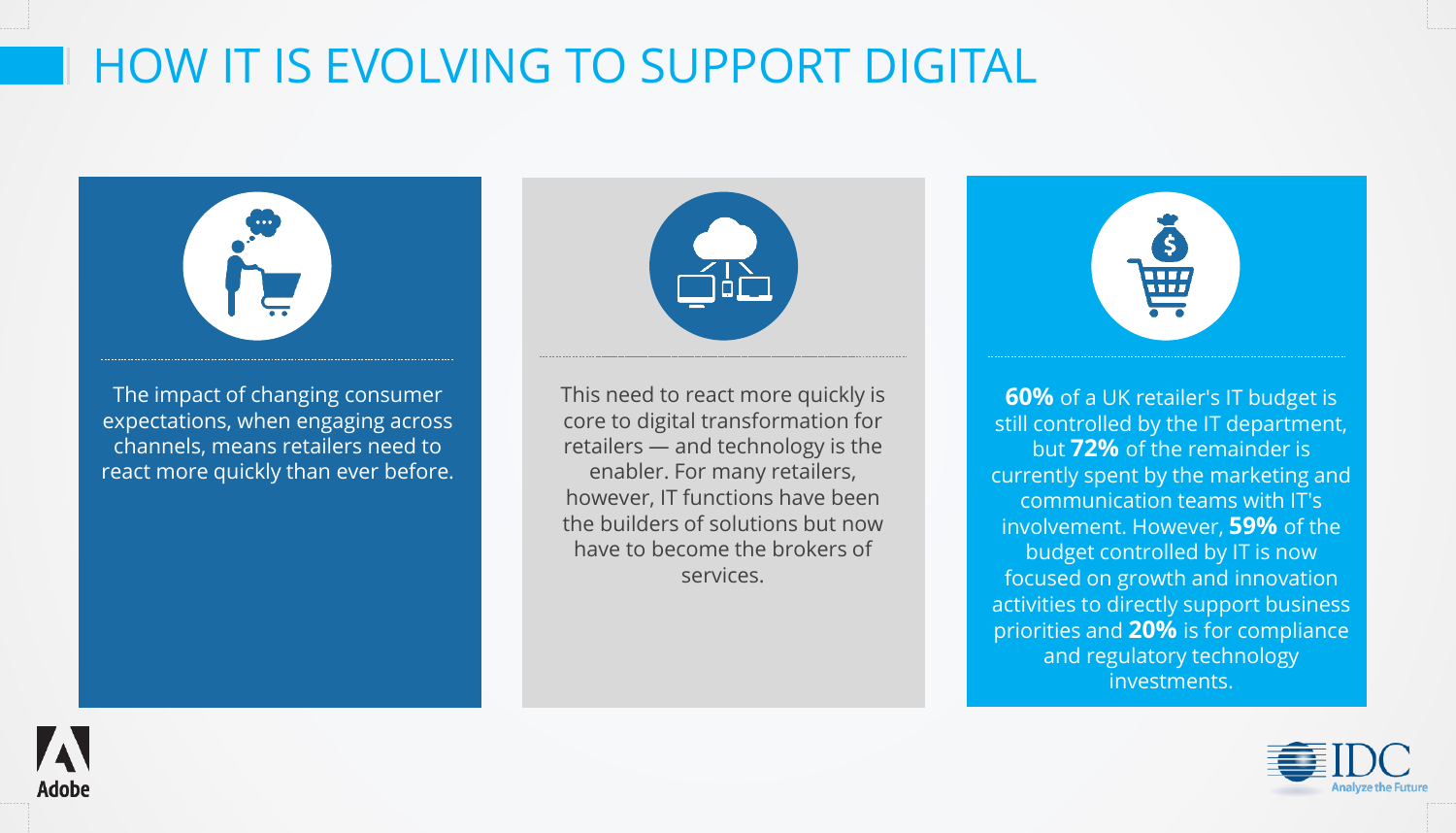# HOW IT IS EVOLVING TO SUPPORT DIGITAL

The impact of changing consumer expectations, when engaging across channels, means retailers need to react more quickly than ever before.

This need to react more quickly is core to digital transformation for retailers — and technology is the enabler. For many retailers, however, IT functions have been the builders of solutions but now have to become the brokers of services.

**60%** of a UK retailer's IT budget is still controlled by the IT department, but **72%** of the remainder is currently spent by the marketing and communication teams with IT's involvement. However, **59%** of the budget controlled by IT is now focused on growth and innovation activities to directly support business priorities and **20%** is for compliance and regulatory technology investments.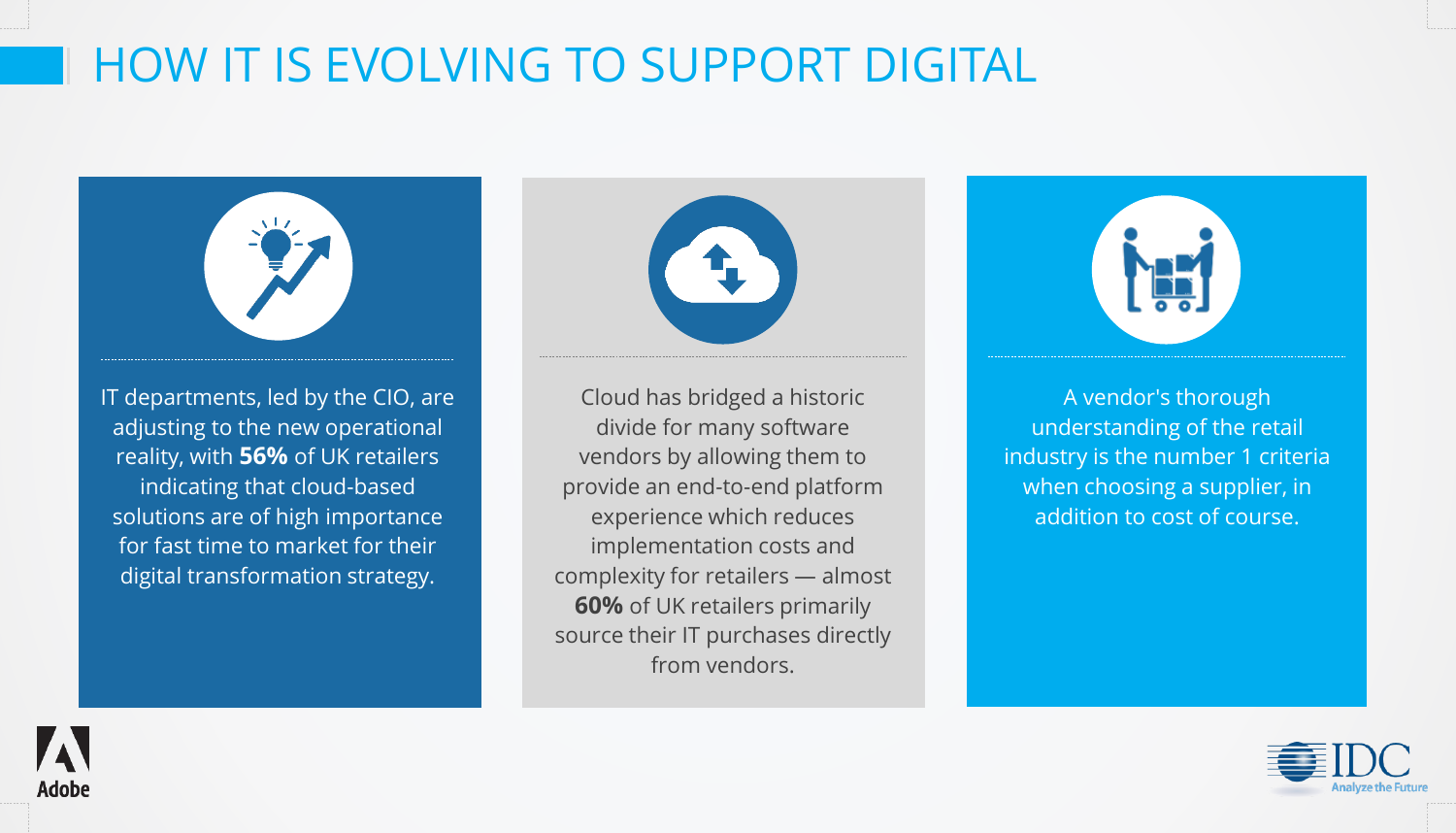# HOW IT IS EVOLVING TO SUPPORT DIGITAL

IT departments, led by the CIO, are adjusting to the new operational reality, with **56%** of UK retailers indicating that cloud-based solutions are of high importance for fast time to market for their digital transformation strategy.

Cloud has bridged a historic divide for many software vendors by allowing them to provide an end-to-end platform experience which reduces implementation costs and complexity for retailers — almost **60%** of UK retailers primarily source their IT purchases directly from vendors.

A vendor's thorough understanding of the retail industry is the number 1 criteria when choosing a supplier, in addition to cost of course.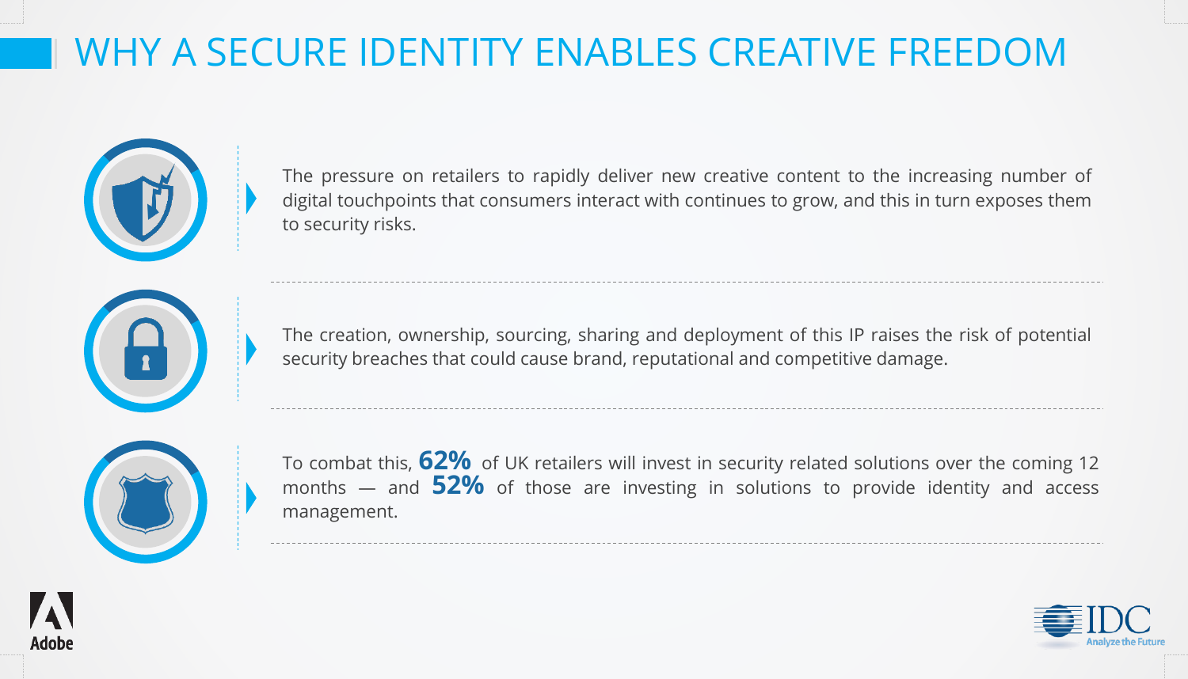# WHY A SECURE IDENTITY ENABLES CREATIVE FREEDOM

The pressure on retailers to rapidly deliver new creative content to the increasing number of digital touchpoints that consumers interact with continues to grow, and this in turn exposes them to security risks.

The creation, ownership, sourcing, sharing and deployment of this IP raises the risk of potential security breaches that could cause brand, reputational and competitive damage.

To combat this, **62%** of UK retailers will invest in security related solutions over the coming 12 months — and **52%** of those are investing in solutions to provide identity and access management.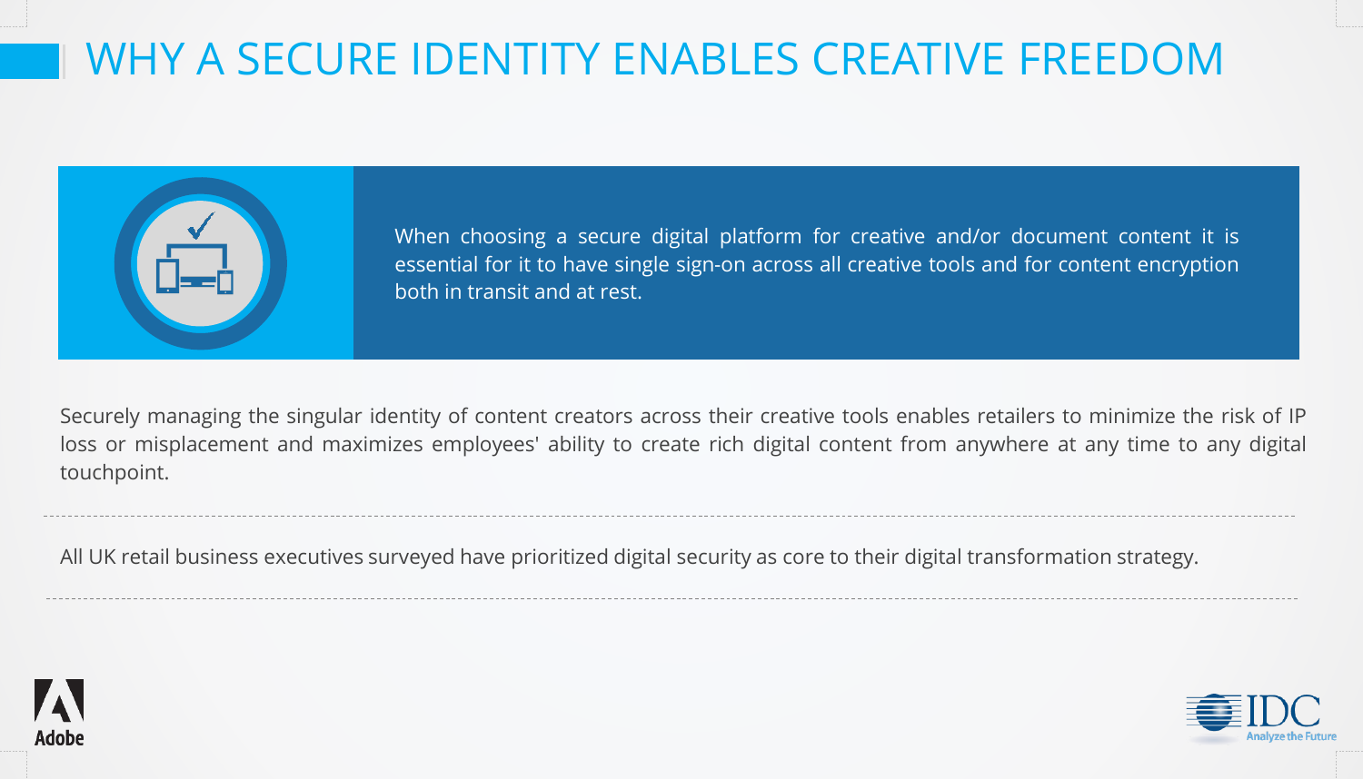# WHY A SECURE IDENTITY ENABLES CREATIVE FREEDOM

When choosing a secure digital platform for creative and/or document content it is essential for it to have single sign-on across all creative tools and for content encryption both in transit and at rest.

Securely managing the singular identity of content creators across their creative tools enables retailers to minimize the risk of IP loss or misplacement and maximizes employees' ability to create rich digital content from anywhere at any time to any digital touchpoint.

---

All UK retail business executives surveyed have prioritized digital security as core to their digital transformation strategy.

---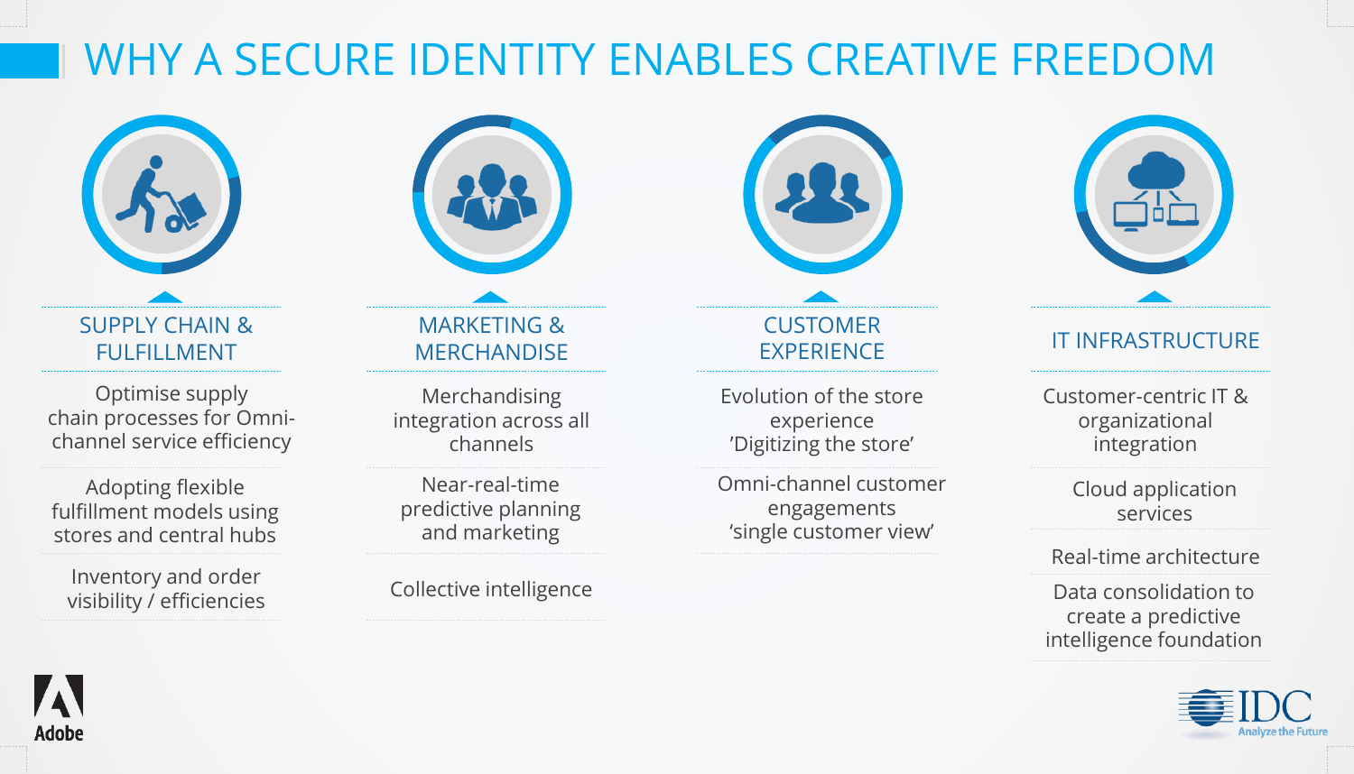# WHY A SECURE IDENTITY ENABLES CREATIVE FREEDOM

## SUPPLY CHAIN & FULFILLMENT

- Optimise supply chain processes for Omni-channel service efficiency
- Adopting flexible fulfillment models using stores and central hubs
- Inventory and order visibility / efficiencies

## MARKETING & MERCHANDISE

- Merchandising integration across all channels
- Near-real-time predictive planning and marketing
- Collective intelligence

## CUSTOMER EXPERIENCE

- Evolution of the store experience 'Digitizing the store'
- Omni-channel customer engagements 'single customer view'

## IT INFRASTRUCTURE

- Customer-centric IT & organizational integration
- Cloud application services
- Real-time architecture
- Data consolidation to create a predictive intelligence foundation

Adobe

IDC Analyze the Future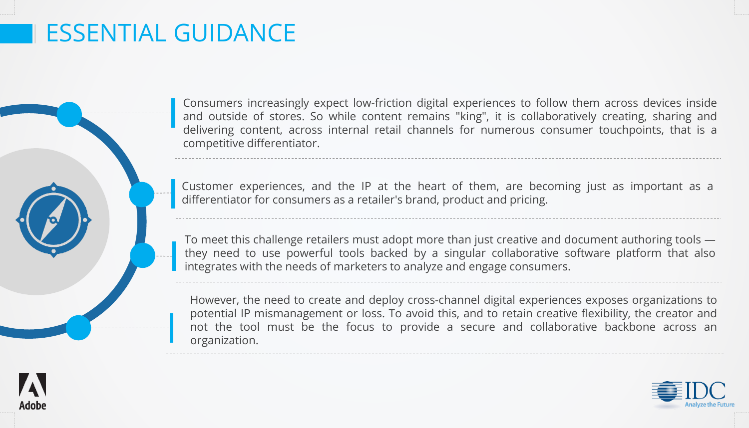# ESSENTIAL GUIDANCE

Consumers increasingly expect low-friction digital experiences to follow them across devices inside and outside of stores. So while content remains "king", it is collaboratively creating, sharing and delivering content, across internal retail channels for numerous consumer touchpoints, that is a competitive differentiator.

Customer experiences, and the IP at the heart of them, are becoming just as important as a differentiator for consumers as a retailer's brand, product and pricing.

To meet this challenge retailers must adopt more than just creative and document authoring tools — they need to use powerful tools backed by a singular collaborative software platform that also integrates with the needs of marketers to analyze and engage consumers.

However, the need to create and deploy cross-channel digital experiences exposes organizations to potential IP mismanagement or loss. To avoid this, and to retain creative flexibility, the creator and not the tool must be the focus to provide a secure and collaborative backbone across an organization.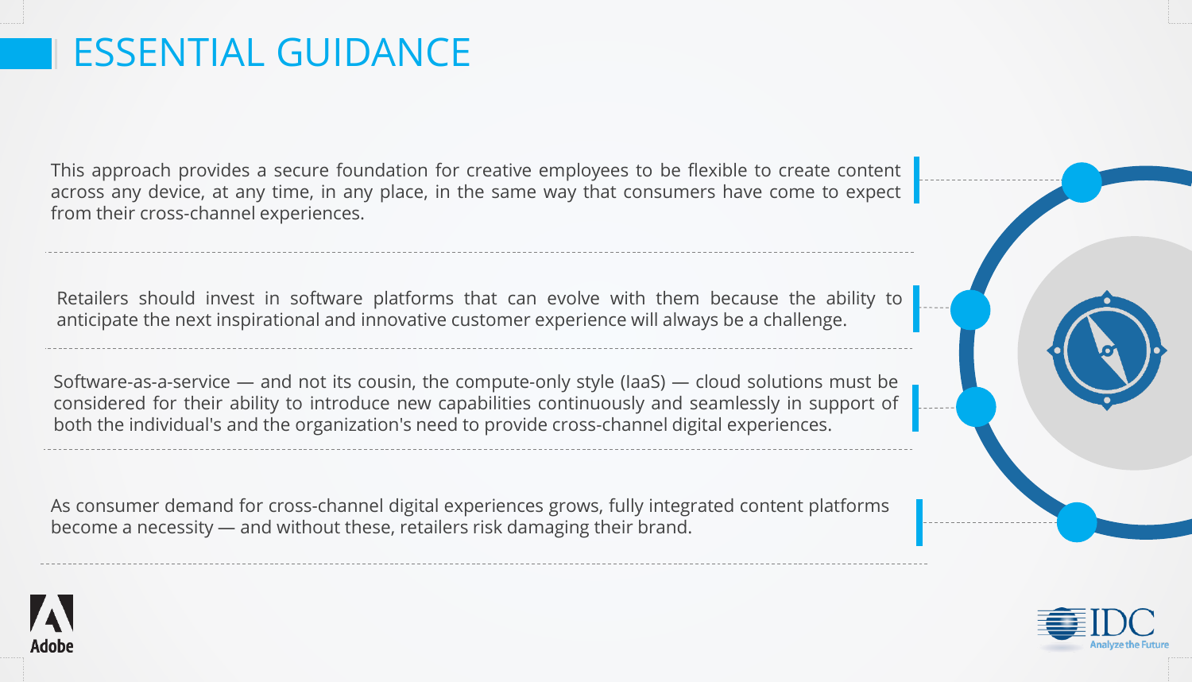# ESSENTIAL GUIDANCE

This approach provides a secure foundation for creative employees to be flexible to create content across any device, at any time, in any place, in the same way that consumers have come to expect from their cross-channel experiences.

Retailers should invest in software platforms that can evolve with them because the ability to anticipate the next inspirational and innovative customer experience will always be a challenge.

Software-as-a-service — and not its cousin, the compute-only style (IaaS) — cloud solutions must be considered for their ability to introduce new capabilities continuously and seamlessly in support of both the individual's and the organization's need to provide cross-channel digital experiences.

As consumer demand for cross-channel digital experiences grows, fully integrated content platforms become a necessity — and without these, retailers risk damaging their brand.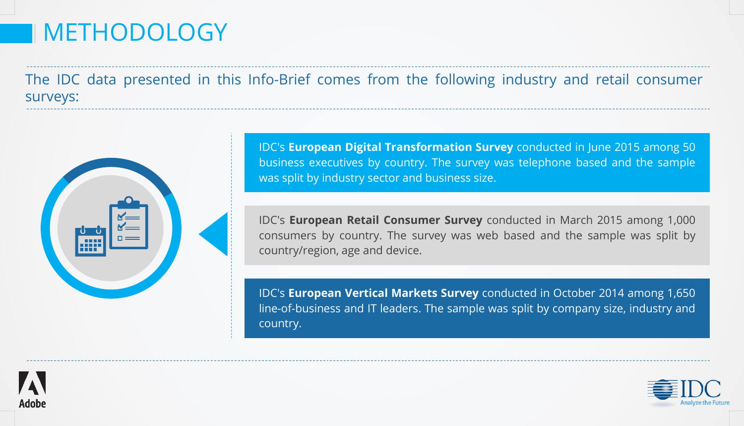# METHODOLOGY

The IDC data presented in this Info-Brief comes from the following industry and retail consumer surveys:

IDC's **European Digital Transformation Survey** conducted in June 2015 among 50 business executives by country. The survey was telephone based and the sample was split by industry sector and business size.

IDC's **European Retail Consumer Survey** conducted in March 2015 among 1,000 consumers by country. The survey was web based and the sample was split by country/region, age and device.

IDC's **European Vertical Markets Survey** conducted in October 2014 among 1,650 line-of-business and IT leaders. The sample was split by company size, industry and country.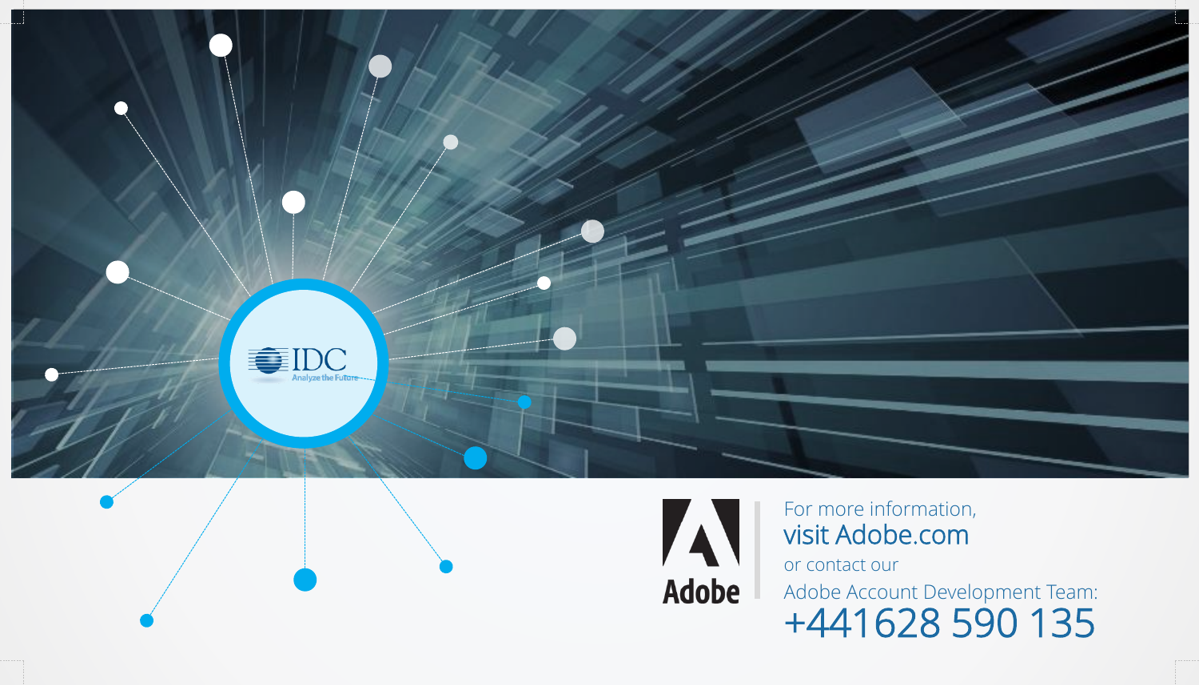IDC

Analyze the Future

Adobe

For more information,
visit Adobe.com
or contact our
Adobe Account Development Team:
+441628 590 135